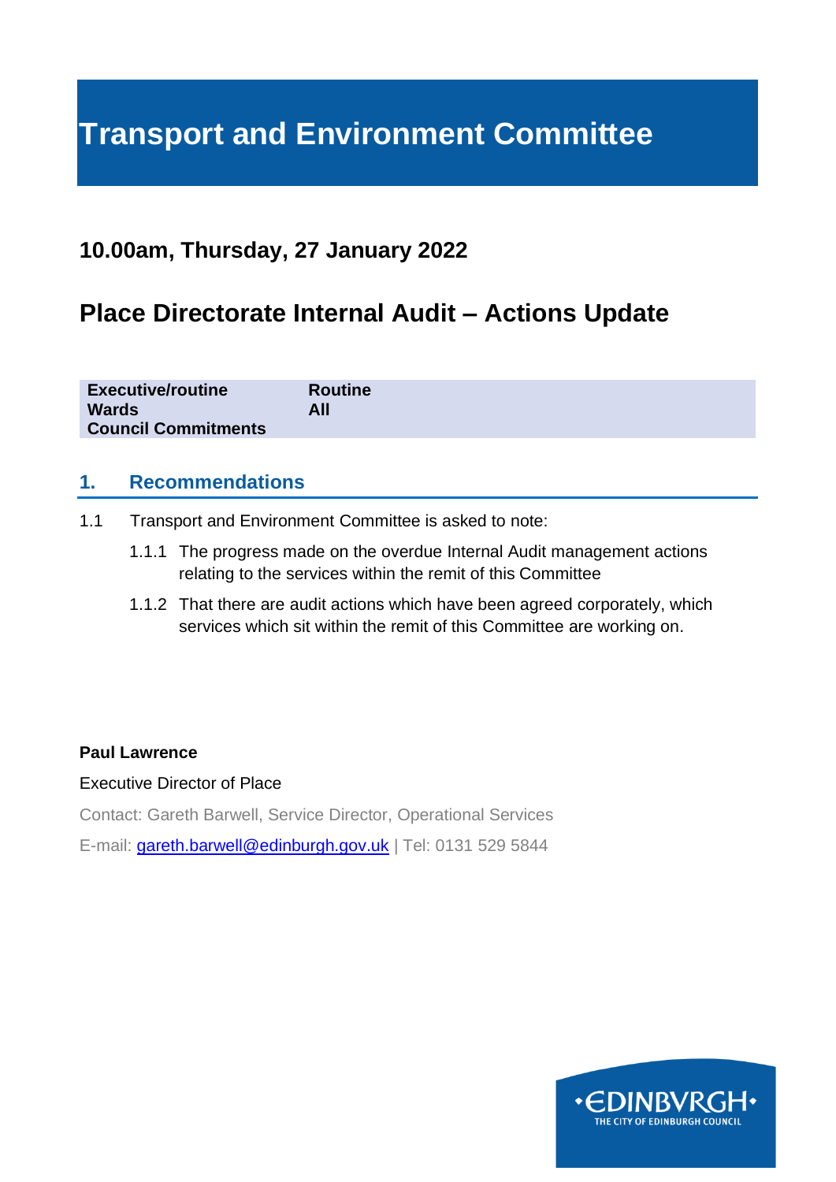# Transport and Environment Committee

## 10.00am, Thursday, 27 January 2022

## Place Directorate Internal Audit – Actions Update

| | |
|---|---|
| **Executive/routine** | **Routine** |
| **Wards** | **All** |
| **Council Commitments** | |

### 1. Recommendations

1.1 Transport and Environment Committee is asked to note:

1.1.1 The progress made on the overdue Internal Audit management actions relating to the services within the remit of this Committee

1.1.2 That there are audit actions which have been agreed corporately, which services which sit within the remit of this Committee are working on.

**Paul Lawrence**

Executive Director of Place

Contact: Gareth Barwell, Service Director, Operational Services

E-mail: gareth.barwell@edinburgh.gov.uk | Tel: 0131 529 5844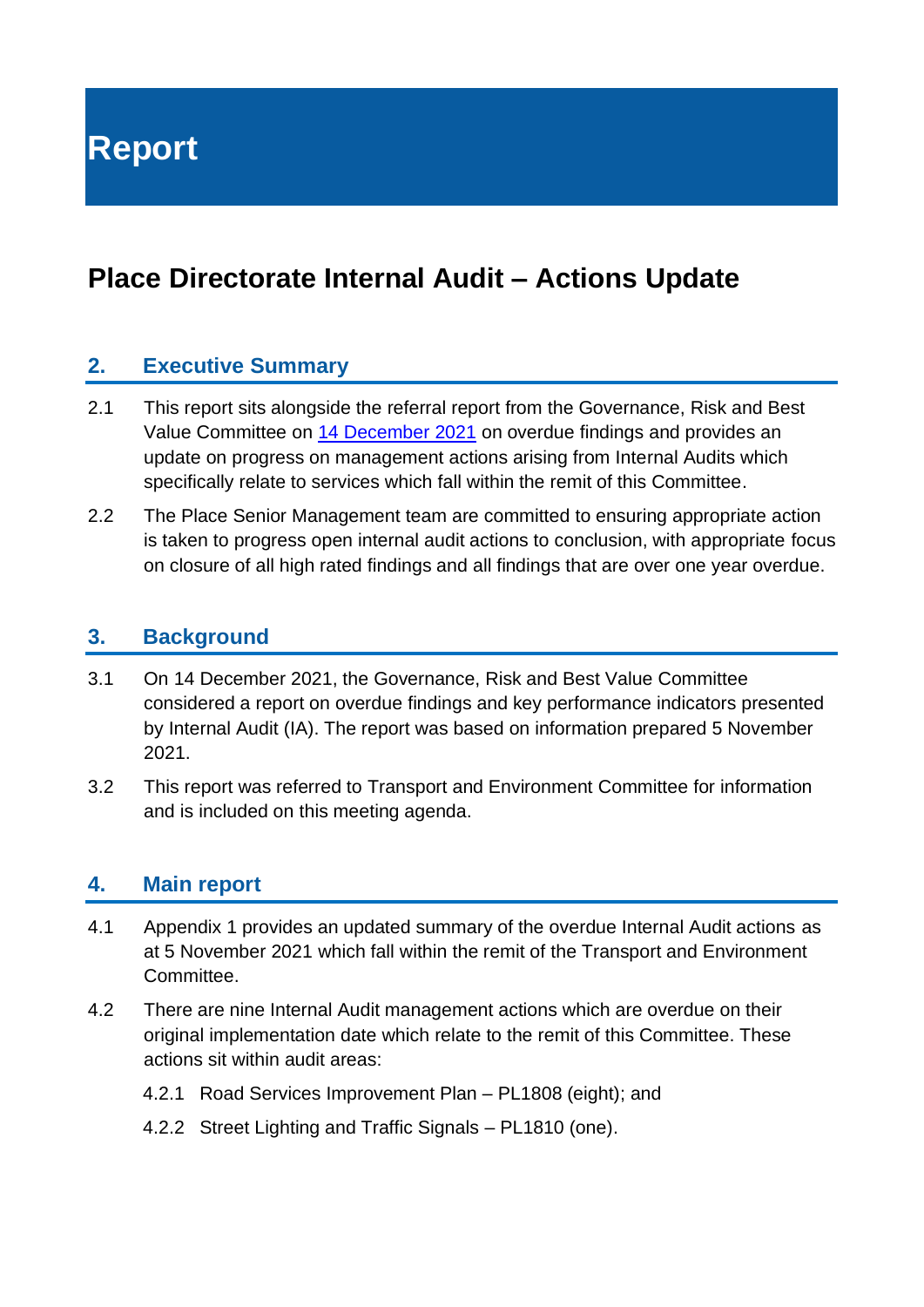# Report

## Place Directorate Internal Audit – Actions Update

### 2. Executive Summary

2.1 This report sits alongside the referral report from the Governance, Risk and Best Value Committee on [14 December 2021]() on overdue findings and provides an update on progress on management actions arising from Internal Audits which specifically relate to services which fall within the remit of this Committee.

2.2 The Place Senior Management team are committed to ensuring appropriate action is taken to progress open internal audit actions to conclusion, with appropriate focus on closure of all high rated findings and all findings that are over one year overdue.

### 3. Background

3.1 On 14 December 2021, the Governance, Risk and Best Value Committee considered a report on overdue findings and key performance indicators presented by Internal Audit (IA). The report was based on information prepared 5 November 2021.

3.2 This report was referred to Transport and Environment Committee for information and is included on this meeting agenda.

### 4. Main report

4.1 Appendix 1 provides an updated summary of the overdue Internal Audit actions as at 5 November 2021 which fall within the remit of the Transport and Environment Committee.

4.2 There are nine Internal Audit management actions which are overdue on their original implementation date which relate to the remit of this Committee. These actions sit within audit areas:

4.2.1 Road Services Improvement Plan – PL1808 (eight); and

4.2.2 Street Lighting and Traffic Signals – PL1810 (one).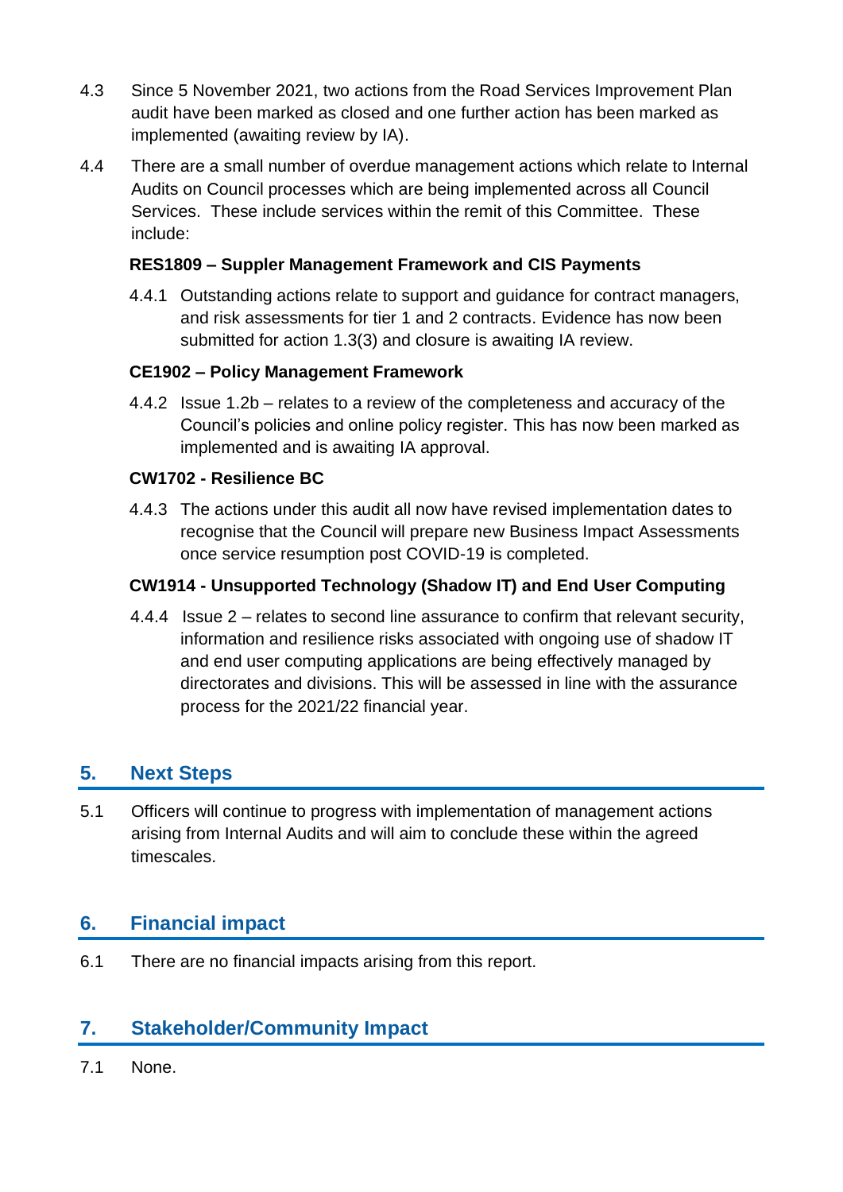4.3 Since 5 November 2021, two actions from the Road Services Improvement Plan audit have been marked as closed and one further action has been marked as implemented (awaiting review by IA).

4.4 There are a small number of overdue management actions which relate to Internal Audits on Council processes which are being implemented across all Council Services. These include services within the remit of this Committee. These include:

**RES1809 – Suppler Management Framework and CIS Payments**

4.4.1 Outstanding actions relate to support and guidance for contract managers, and risk assessments for tier 1 and 2 contracts. Evidence has now been submitted for action 1.3(3) and closure is awaiting IA review.

**CE1902 – Policy Management Framework**

4.4.2 Issue 1.2b – relates to a review of the completeness and accuracy of the Council's policies and online policy register. This has now been marked as implemented and is awaiting IA approval.

**CW1702 - Resilience BC**

4.4.3 The actions under this audit all now have revised implementation dates to recognise that the Council will prepare new Business Impact Assessments once service resumption post COVID-19 is completed.

**CW1914 - Unsupported Technology (Shadow IT) and End User Computing**

4.4.4 Issue 2 – relates to second line assurance to confirm that relevant security, information and resilience risks associated with ongoing use of shadow IT and end user computing applications are being effectively managed by directorates and divisions. This will be assessed in line with the assurance process for the 2021/22 financial year.

## 5. Next Steps

5.1 Officers will continue to progress with implementation of management actions arising from Internal Audits and will aim to conclude these within the agreed timescales.

## 6. Financial impact

6.1 There are no financial impacts arising from this report.

## 7. Stakeholder/Community Impact

7.1 None.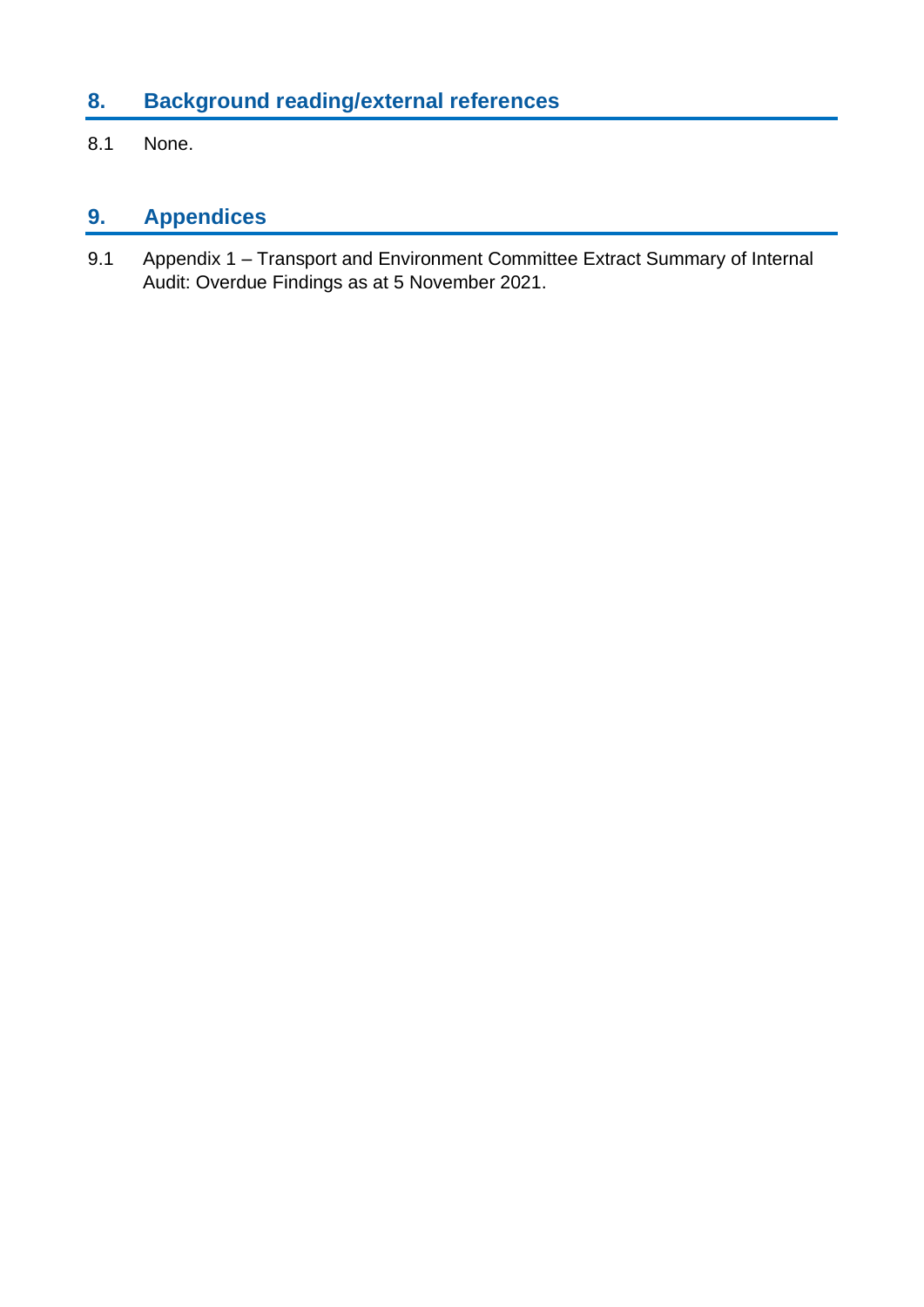## 8. Background reading/external references

8.1 None.

## 9. Appendices

9.1 Appendix 1 – Transport and Environment Committee Extract Summary of Internal Audit: Overdue Findings as at 5 November 2021.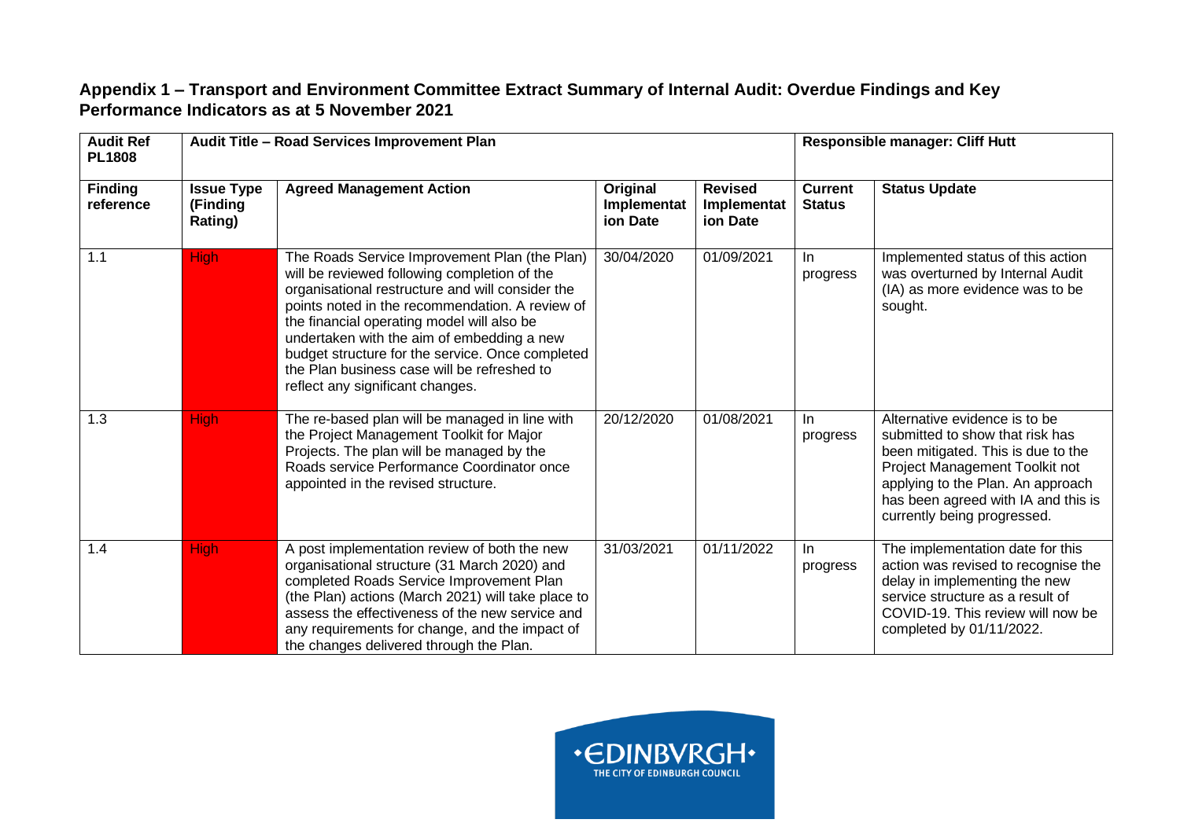## Appendix 1 – Transport and Environment Committee Extract Summary of Internal Audit: Overdue Findings and Key Performance Indicators as at 5 November 2021

| Audit Ref PL1808 | Audit Title – Road Services Improvement Plan | | | | Responsible manager: Cliff Hutt | |
|---|---|---|---|---|---|---|
| **Finding reference** | **Issue Type (Finding Rating)** | **Agreed Management Action** | **Original Implementation Date** | **Revised Implementation Date** | **Current Status** | **Status Update** |
| 1.1 | High | The Roads Service Improvement Plan (the Plan) will be reviewed following completion of the organisational restructure and will consider the points noted in the recommendation. A review of the financial operating model will also be undertaken with the aim of embedding a new budget structure for the service. Once completed the Plan business case will be refreshed to reflect any significant changes. | 30/04/2020 | 01/09/2021 | In progress | Implemented status of this action was overturned by Internal Audit (IA) as more evidence was to be sought. |
| 1.3 | High | The re-based plan will be managed in line with the Project Management Toolkit for Major Projects. The plan will be managed by the Roads service Performance Coordinator once appointed in the revised structure. | 20/12/2020 | 01/08/2021 | In progress | Alternative evidence is to be submitted to show that risk has been mitigated. This is due to the Project Management Toolkit not applying to the Plan. An approach has been agreed with IA and this is currently being progressed. |
| 1.4 | High | A post implementation review of both the new organisational structure (31 March 2020) and completed Roads Service Improvement Plan (the Plan) actions (March 2021) will take place to assess the effectiveness of the new service and any requirements for change, and the impact of the changes delivered through the Plan. | 31/03/2021 | 01/11/2022 | In progress | The implementation date for this action was revised to recognise the delay in implementing the new service structure as a result of COVID-19. This review will now be completed by 01/11/2022. |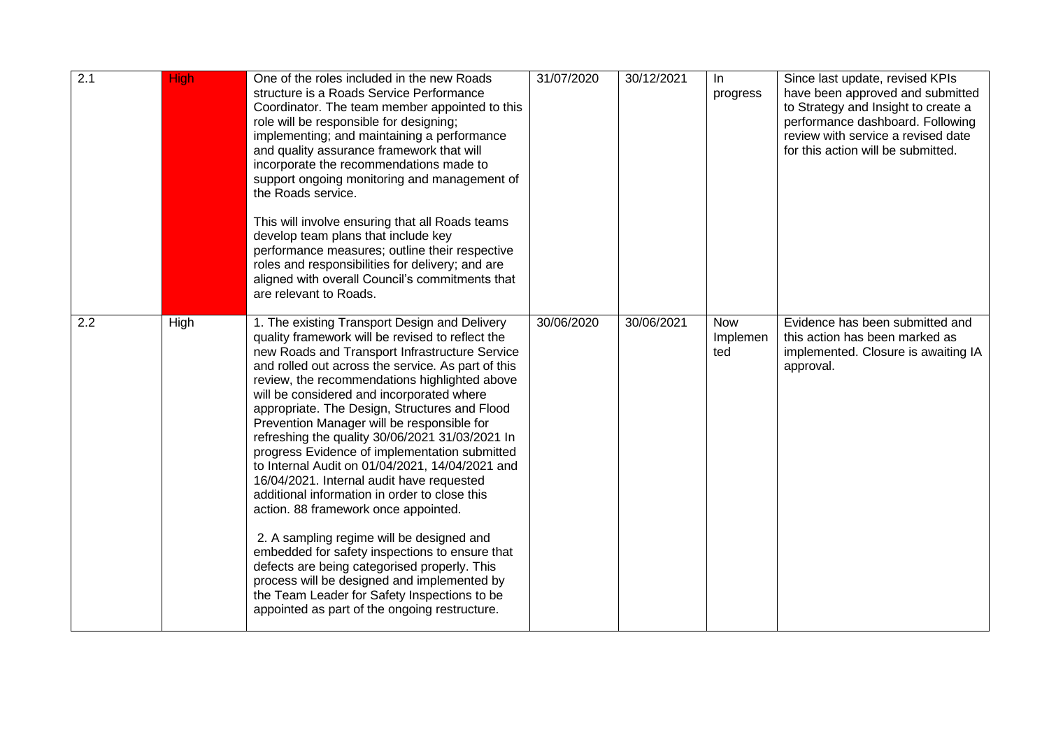| | | | | | | |
|---|---|---|---|---|---|---|
| 2.1 | High | One of the roles included in the new Roads structure is a Roads Service Performance Coordinator. The team member appointed to this role will be responsible for designing; implementing; and maintaining a performance and quality assurance framework that will incorporate the recommendations made to support ongoing monitoring and management of the Roads service.<br><br>This will involve ensuring that all Roads teams develop team plans that include key performance measures; outline their respective roles and responsibilities for delivery; and are aligned with overall Council's commitments that are relevant to Roads. | 31/07/2020 | 30/12/2021 | In progress | Since last update, revised KPIs have been approved and submitted to Strategy and Insight to create a performance dashboard. Following review with service a revised date for this action will be submitted. |
| 2.2 | High | 1. The existing Transport Design and Delivery quality framework will be revised to reflect the new Roads and Transport Infrastructure Service and rolled out across the service. As part of this review, the recommendations highlighted above will be considered and incorporated where appropriate. The Design, Structures and Flood Prevention Manager will be responsible for refreshing the quality 30/06/2021 31/03/2021 In progress Evidence of implementation submitted to Internal Audit on 01/04/2021, 14/04/2021 and 16/04/2021. Internal audit have requested additional information in order to close this action. 88 framework once appointed.<br><br>2. A sampling regime will be designed and embedded for safety inspections to ensure that defects are being categorised properly. This process will be designed and implemented by the Team Leader for Safety Inspections to be appointed as part of the ongoing restructure. | 30/06/2020 | 30/06/2021 | Now Implemented | Evidence has been submitted and this action has been marked as implemented. Closure is awaiting IA approval. |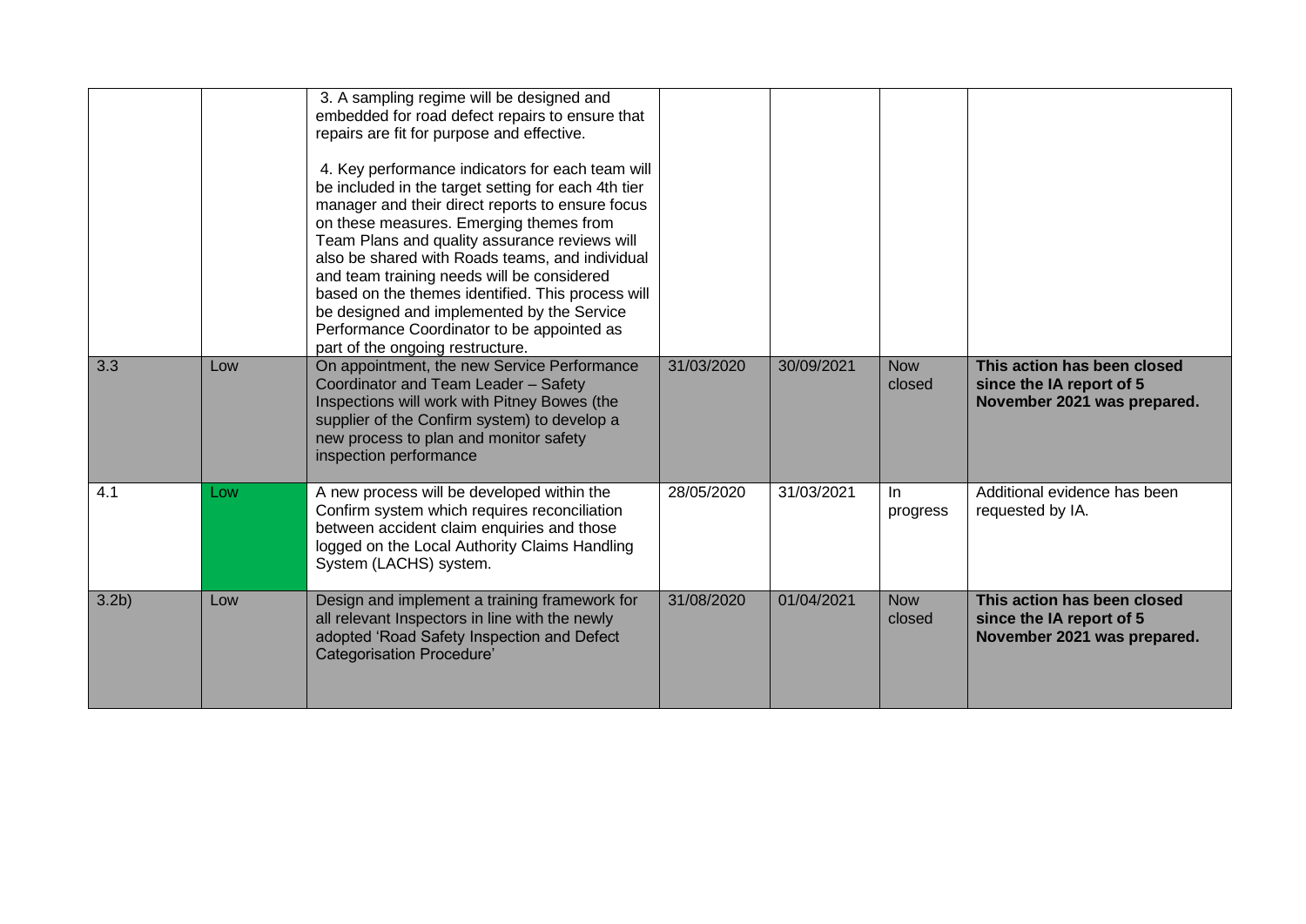| | | | | | | |
|---|---|---|---|---|---|---|
| | | 3. A sampling regime will be designed and embedded for road defect repairs to ensure that repairs are fit for purpose and effective.<br><br>4. Key performance indicators for each team will be included in the target setting for each 4th tier manager and their direct reports to ensure focus on these measures. Emerging themes from Team Plans and quality assurance reviews will also be shared with Roads teams, and individual and team training needs will be considered based on the themes identified. This process will be designed and implemented by the Service Performance Coordinator to be appointed as part of the ongoing restructure. | | | | |
| 3.3 | Low | On appointment, the new Service Performance Coordinator and Team Leader – Safety Inspections will work with Pitney Bowes (the supplier of the Confirm system) to develop a new process to plan and monitor safety inspection performance | 31/03/2020 | 30/09/2021 | Now closed | **This action has been closed since the IA report of 5 November 2021 was prepared.** |
| 4.1 | Low | A new process will be developed within the Confirm system which requires reconciliation between accident claim enquiries and those logged on the Local Authority Claims Handling System (LACHS) system. | 28/05/2020 | 31/03/2021 | In progress | Additional evidence has been requested by IA. |
| 3.2b) | Low | Design and implement a training framework for all relevant Inspectors in line with the newly adopted 'Road Safety Inspection and Defect Categorisation Procedure' | 31/08/2020 | 01/04/2021 | Now closed | **This action has been closed since the IA report of 5 November 2021 was prepared.** |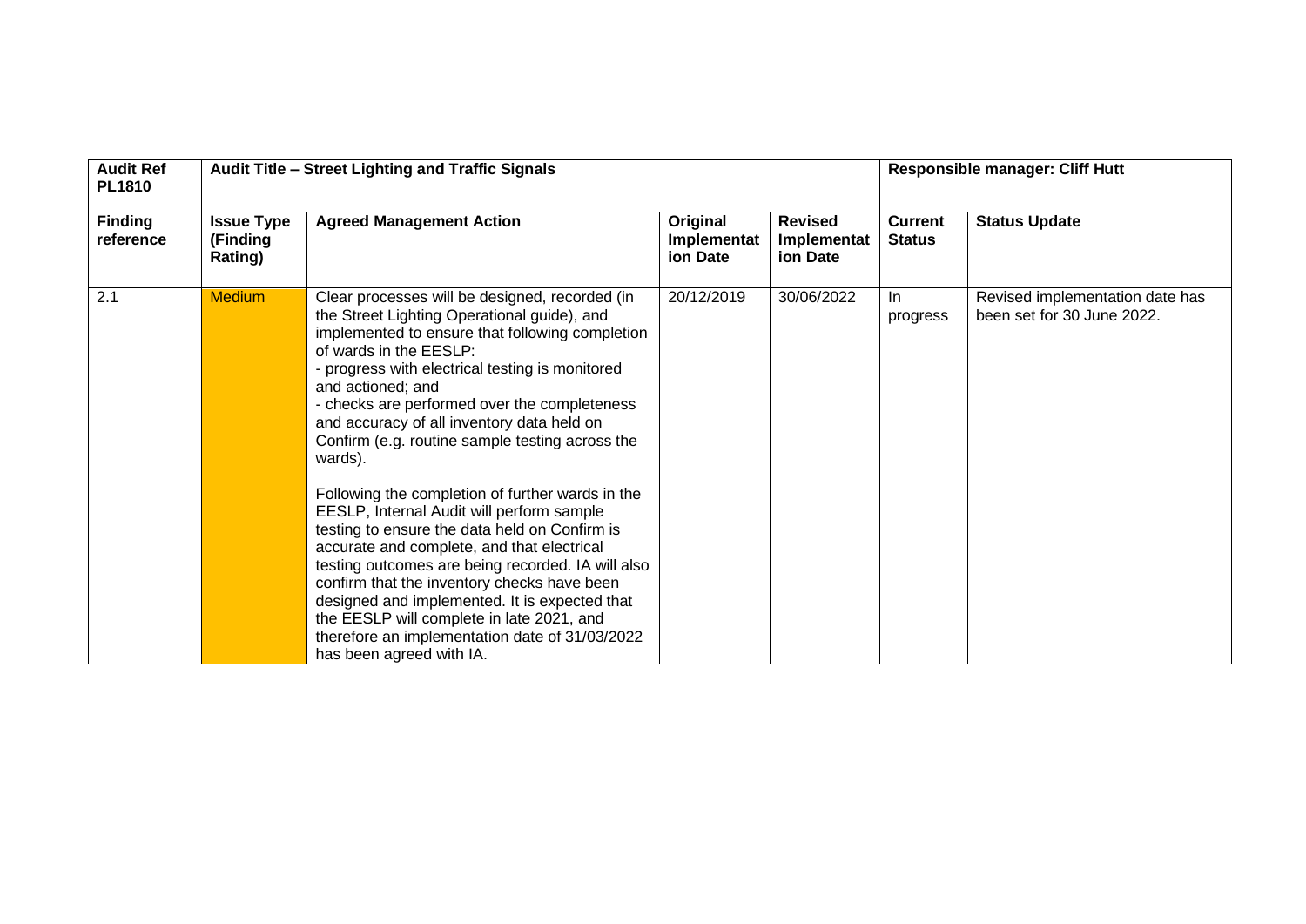| Audit Ref PL1810 | Audit Title – Street Lighting and Traffic Signals | | | | Responsible manager: Cliff Hutt | |
|---|---|---|---|---|---|---|
| **Finding reference** | **Issue Type (Finding Rating)** | **Agreed Management Action** | **Original Implementation Date** | **Revised Implementation Date** | **Current Status** | **Status Update** |
| 2.1 | Medium | Clear processes will be designed, recorded (in the Street Lighting Operational guide), and implemented to ensure that following completion of wards in the EESLP:<br>- progress with electrical testing is monitored and actioned; and<br>- checks are performed over the completeness and accuracy of all inventory data held on Confirm (e.g. routine sample testing across the wards).<br><br>Following the completion of further wards in the EESLP, Internal Audit will perform sample testing to ensure the data held on Confirm is accurate and complete, and that electrical testing outcomes are being recorded. IA will also confirm that the inventory checks have been designed and implemented. It is expected that the EESLP will complete in late 2021, and therefore an implementation date of 31/03/2022 has been agreed with IA. | 20/12/2019 | 30/06/2022 | In progress | Revised implementation date has been set for 30 June 2022. |